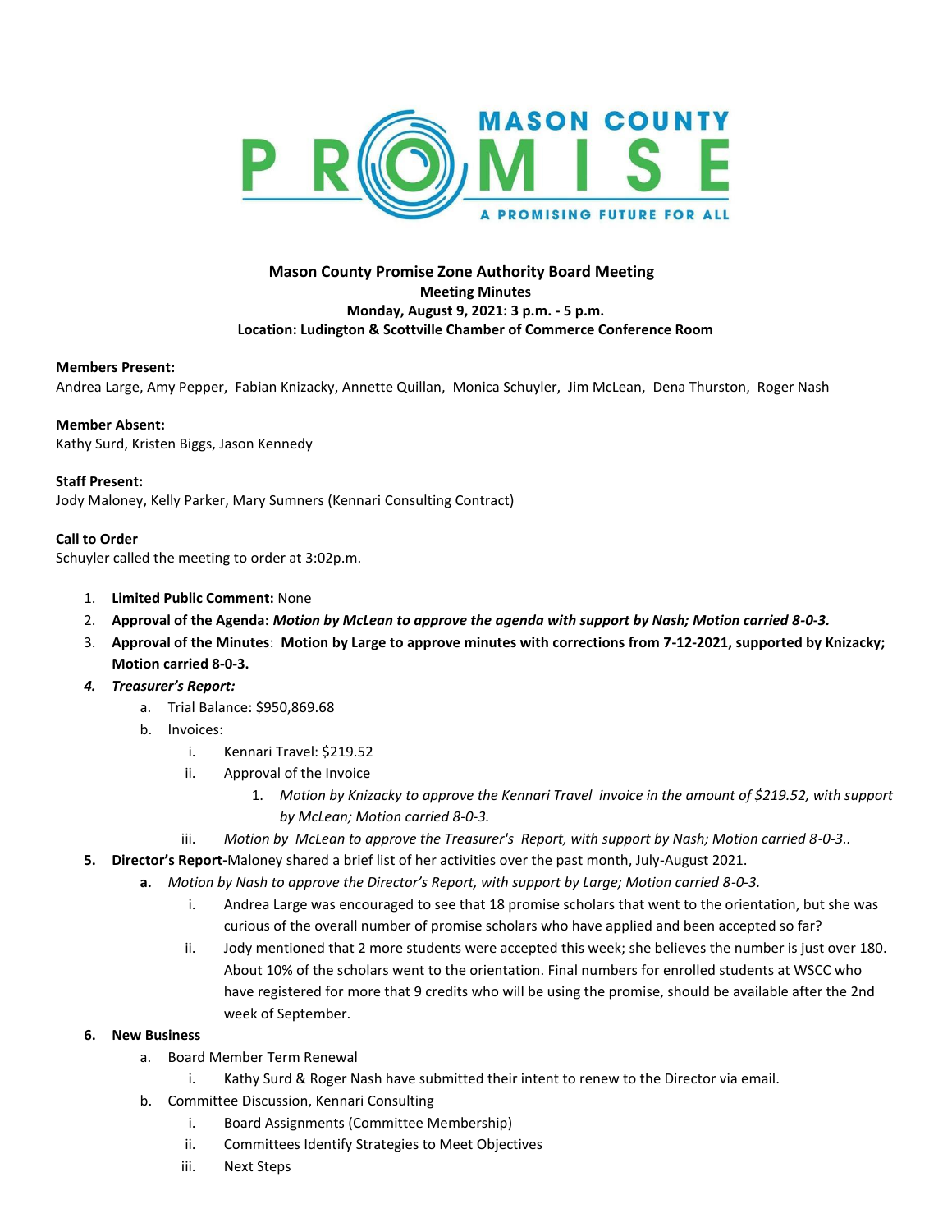MASON COUNTY PROMISE

A PROMISING FUTURE FOR ALL

**Mason County Promise Zone Authority Board Meeting**
**Meeting Minutes**
**Monday, August 9, 2021: 3 p.m. - 5 p.m.**
**Location: Ludington & Scottville Chamber of Commerce Conference Room**

**Members Present:**
Andrea Large, Amy Pepper, Fabian Knizacky, Annette Quillan, Monica Schuyler, Jim McLean, Dena Thurston, Roger Nash

**Member Absent:**
Kathy Surd, Kristen Biggs, Jason Kennedy

**Staff Present:**
Jody Maloney, Kelly Parker, Mary Sumners (Kennari Consulting Contract)

**Call to Order**
Schuyler called the meeting to order at 3:02p.m.

1. **Limited Public Comment:** None
2. **Approval of the Agenda:** ***Motion by McLean to approve the agenda with support by Nash; Motion carried 8-0-3.***
3. **Approval of the Minutes**: **Motion by Large to approve minutes with corrections from 7-12-2021, supported by Knizacky; Motion carried 8-0-3.**
4. ***Treasurer's Report:***
   a. Trial Balance: $950,869.68
   b. Invoices:
      i. Kennari Travel: $219.52
      ii. Approval of the Invoice
         1. *Motion by Knizacky to approve the Kennari Travel invoice in the amount of $219.52, with support by McLean; Motion carried 8-0-3.*
      iii. *Motion by McLean to approve the Treasurer's Report, with support by Nash; Motion carried 8-0-3..*
5. **Director's Report-**Maloney shared a brief list of her activities over the past month, July-August 2021.
   a. *Motion by Nash to approve the Director's Report, with support by Large; Motion carried 8-0-3.*
      i. Andrea Large was encouraged to see that 18 promise scholars that went to the orientation, but she was curious of the overall number of promise scholars who have applied and been accepted so far?
      ii. Jody mentioned that 2 more students were accepted this week; she believes the number is just over 180. About 10% of the scholars went to the orientation. Final numbers for enrolled students at WSCC who have registered for more that 9 credits who will be using the promise, should be available after the 2nd week of September.
6. **New Business**
   a. Board Member Term Renewal
      i. Kathy Surd & Roger Nash have submitted their intent to renew to the Director via email.
   b. Committee Discussion, Kennari Consulting
      i. Board Assignments (Committee Membership)
      ii. Committees Identify Strategies to Meet Objectives
      iii. Next Steps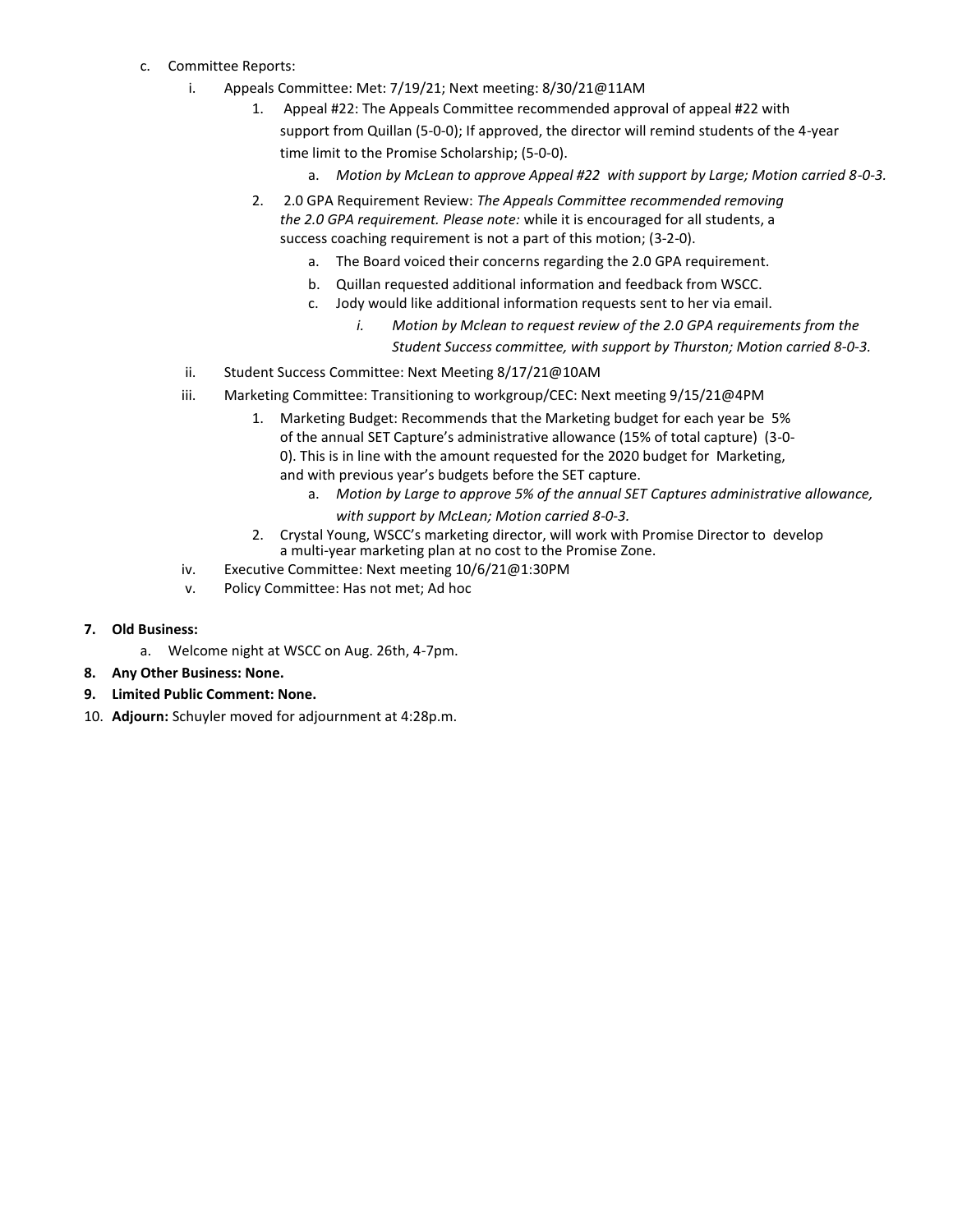c. Committee Reports:
   i. Appeals Committee: Met: 7/19/21; Next meeting: 8/30/21@11AM
      1. Appeal #22: The Appeals Committee recommended approval of appeal #22 with support from Quillan (5-0-0); If approved, the director will remind students of the 4-year time limit to the Promise Scholarship; (5-0-0).
         a. *Motion by McLean to approve Appeal #22 with support by Large; Motion carried 8-0-3.*
      2. 2.0 GPA Requirement Review: *The Appeals Committee recommended removing the 2.0 GPA requirement. Please note:* while it is encouraged for all students, a success coaching requirement is not a part of this motion; (3-2-0).
         a. The Board voiced their concerns regarding the 2.0 GPA requirement.
         b. Quillan requested additional information and feedback from WSCC.
         c. Jody would like additional information requests sent to her via email.
            i. *Motion by Mclean to request review of the 2.0 GPA requirements from the Student Success committee, with support by Thurston; Motion carried 8-0-3.*
   ii. Student Success Committee: Next Meeting 8/17/21@10AM
   iii. Marketing Committee: Transitioning to workgroup/CEC: Next meeting 9/15/21@4PM
      1. Marketing Budget: Recommends that the Marketing budget for each year be 5% of the annual SET Capture's administrative allowance (15% of total capture) (3-0-0). This is in line with the amount requested for the 2020 budget for Marketing, and with previous year's budgets before the SET capture.
         a. *Motion by Large to approve 5% of the annual SET Captures administrative allowance, with support by McLean; Motion carried 8-0-3.*
      2. Crystal Young, WSCC's marketing director, will work with Promise Director to develop a multi-year marketing plan at no cost to the Promise Zone.
   iv. Executive Committee: Next meeting 10/6/21@1:30PM
   v. Policy Committee: Has not met; Ad hoc

7. **Old Business:**
   a. Welcome night at WSCC on Aug. 26th, 4-7pm.
8. **Any Other Business: None.**
9. **Limited Public Comment: None.**
10. **Adjourn:** Schuyler moved for adjournment at 4:28p.m.